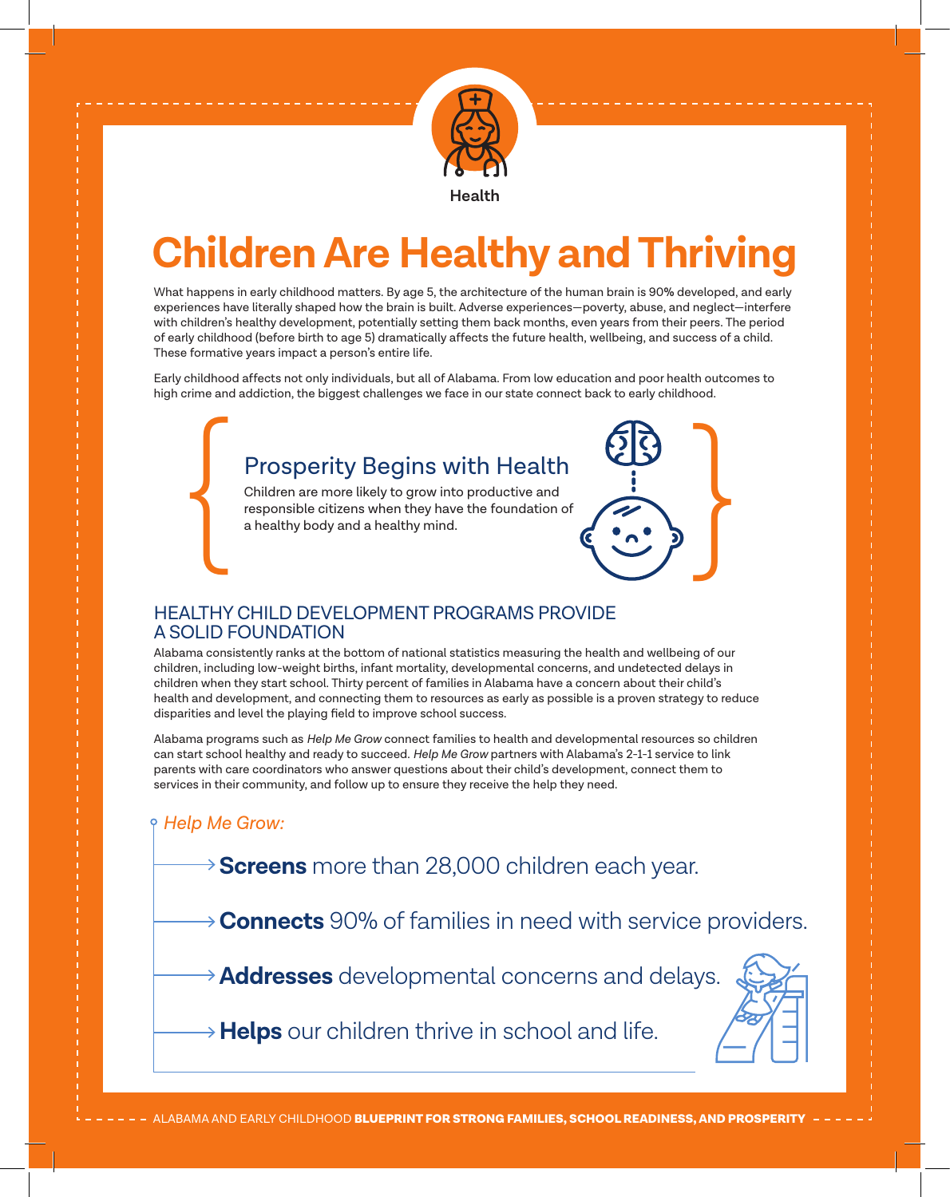Health

# Children Are Healthy and Thriving

What happens in early childhood matters. By age 5, the architecture of the human brain is 90% developed, and early experiences have literally shaped how the brain is built. Adverse experiences—poverty, abuse, and neglect—interfere with children's healthy development, potentially setting them back months, even years from their peers. The period of early childhood (before birth to age 5) dramatically affects the future health, wellbeing, and success of a child. These formative years impact a person's entire life.

Early childhood affects not only individuals, but all of Alabama. From low education and poor health outcomes to high crime and addiction, the biggest challenges we face in our state connect back to early childhood.

## Prosperity Begins with Health

Children are more likely to grow into productive and responsible citizens when they have the foundation of a healthy body and a healthy mind.

## HEALTHY CHILD DEVELOPMENT PROGRAMS PROVIDE A SOLID FOUNDATION

Alabama consistently ranks at the bottom of national statistics measuring the health and wellbeing of our children, including low-weight births, infant mortality, developmental concerns, and undetected delays in children when they start school. Thirty percent of families in Alabama have a concern about their child's health and development, and connecting them to resources as early as possible is a proven strategy to reduce disparities and level the playing field to improve school success.

Alabama programs such as *Help Me Grow* connect families to health and developmental resources so children can start school healthy and ready to succeed. *Help Me Grow* partners with Alabama's 2-1-1 service to link parents with care coordinators who answer questions about their child's development, connect them to services in their community, and follow up to ensure they receive the help they need.

*Help Me Grow:*

- **Screens** more than 28,000 children each year.
- **Connects** 90% of families in need with service providers.
- **Addresses** developmental concerns and delays.
- **Helps** our children thrive in school and life.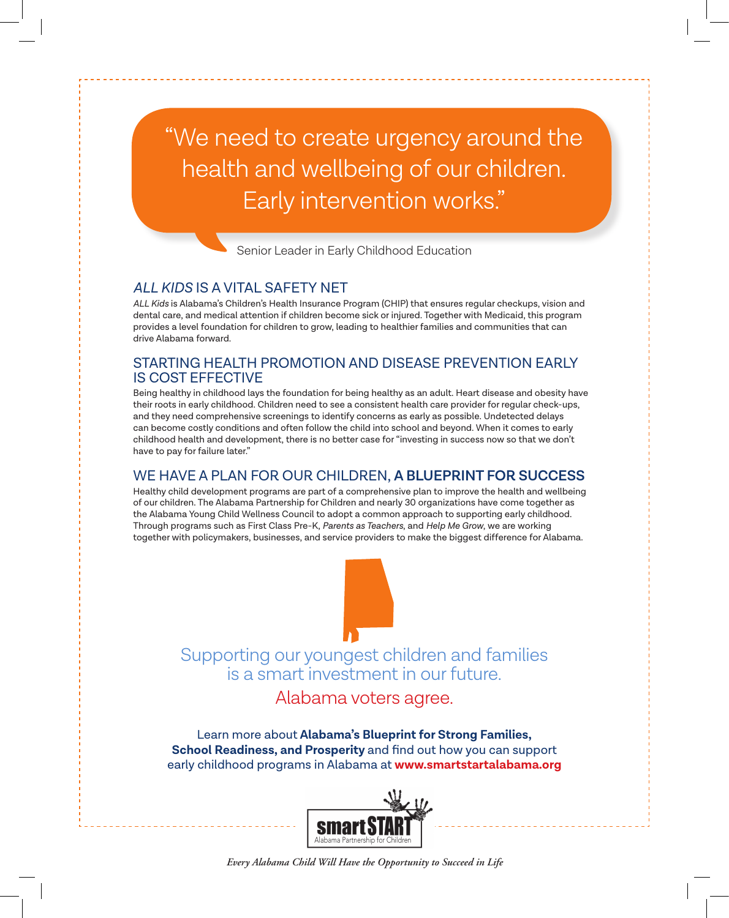> "We need to create urgency around the health and wellbeing of our children. Early intervention works."

Senior Leader in Early Childhood Education

## *ALL KIDS* IS A VITAL SAFETY NET

*ALL Kids* is Alabama's Children's Health Insurance Program (CHIP) that ensures regular checkups, vision and dental care, and medical attention if children become sick or injured. Together with Medicaid, this program provides a level foundation for children to grow, leading to healthier families and communities that can drive Alabama forward.

## STARTING HEALTH PROMOTION AND DISEASE PREVENTION EARLY IS COST EFFECTIVE

Being healthy in childhood lays the foundation for being healthy as an adult. Heart disease and obesity have their roots in early childhood. Children need to see a consistent health care provider for regular check-ups, and they need comprehensive screenings to identify concerns as early as possible. Undetected delays can become costly conditions and often follow the child into school and beyond. When it comes to early childhood health and development, there is no better case for "investing in success now so that we don't have to pay for failure later."

## WE HAVE A PLAN FOR OUR CHILDREN, **A BLUEPRINT FOR SUCCESS**

Healthy child development programs are part of a comprehensive plan to improve the health and wellbeing of our children. The Alabama Partnership for Children and nearly 30 organizations have come together as the Alabama Young Child Wellness Council to adopt a common approach to supporting early childhood. Through programs such as First Class Pre-K, *Parents as Teachers*, and *Help Me Grow*, we are working together with policymakers, businesses, and service providers to make the biggest difference for Alabama.

Supporting our youngest children and families is a smart investment in our future.

Alabama voters agree.

Learn more about **Alabama's Blueprint for Strong Families, School Readiness, and Prosperity** and find out how you can support early childhood programs in Alabama at **www.smartstartalabama.org**

smartSTART
Alabama Partnership for Children

*Every Alabama Child Will Have the Opportunity to Succeed in Life*